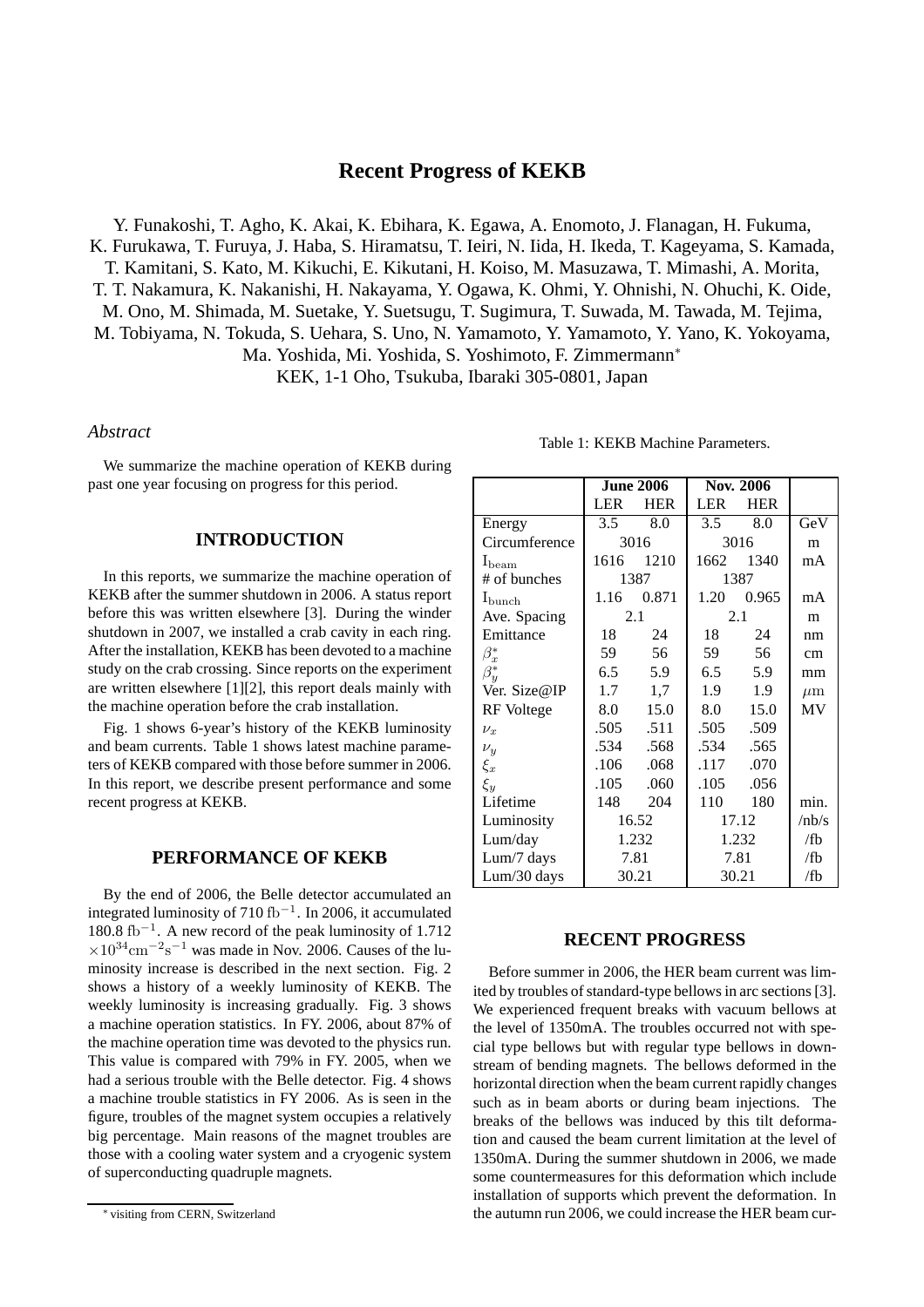# Recent Progress of KEKB

Y. Funakoshi, T. Agho, K. Akai, K. Ebihara, K. Egawa, A. Enomoto, J. Flanagan, H. Fukuma, K. Furukawa, T. Furuya, J. Haba, S. Hiramatsu, T. Ieiri, N. Iida, H. Ikeda, T. Kageyama, S. Kamada, T. Kamitani, S. Kato, M. Kikuchi, E. Kikutani, H. Koiso, M. Masuzawa, T. Mimashi, A. Morita, T. T. Nakamura, K. Nakanishi, H. Nakayama, Y. Ogawa, K. Ohmi, Y. Ohnishi, N. Ohuchi, K. Oide, M. Ono, M. Shimada, M. Suetake, Y. Suetsugu, T. Sugimura, T. Suwada, M. Tawada, M. Tejima, M. Tobiyama, N. Tokuda, S. Uehara, S. Uno, N. Yamamoto, Y. Yamamoto, Y. Yano, K. Yokoyama, Ma. Yoshida, Mi. Yoshida, S. Yoshimoto, F. Zimmermann*
KEK, 1-1 Oho, Tsukuba, Ibaraki 305-0801, Japan

*Abstract*

We summarize the machine operation of KEKB during past one year focusing on progress for this period.

## INTRODUCTION

In this reports, we summarize the machine operation of KEKB after the summer shutdown in 2006. A status report before this was written elsewhere [3]. During the winder shutdown in 2007, we installed a crab cavity in each ring. After the installation, KEKB has been devoted to a machine study on the crab crossing. Since reports on the experiment are written elsewhere [1][2], this report deals mainly with the machine operation before the crab installation.

Fig. 1 shows 6-year's history of the KEKB luminosity and beam currents. Table 1 shows latest machine parameters of KEKB compared with those before summer in 2006. In this report, we describe present performance and some recent progress at KEKB.

## PERFORMANCE OF KEKB

By the end of 2006, the Belle detector accumulated an integrated luminosity of 710 $\mathrm{fb}^{-1}$. In 2006, it accumulated 180.8 $\mathrm{fb}^{-1}$. A new record of the peak luminosity of 1.712 $\times 10^{34}\mathrm{cm}^{-2}\mathrm{s}^{-1}$ was made in Nov. 2006. Causes of the luminosity increase is described in the next section. Fig. 2 shows a history of a weekly luminosity of KEKB. The weekly luminosity is increasing gradually. Fig. 3 shows a machine operation statistics. In FY. 2006, about 87% of the machine operation time was devoted to the physics run. This value is compared with 79% in FY. 2005, when we had a serious trouble with the Belle detector. Fig. 4 shows a machine trouble statistics in FY 2006. As is seen in the figure, troubles of the magnet system occupies a relatively big percentage. Main reasons of the magnet troubles are those with a cooling water system and a cryogenic system of superconducting quadruple magnets.

Table 1: KEKB Machine Parameters.

| | June 2006 | | Nov. 2006 | | |
|---|---|---|---|---|---|
| | LER | HER | LER | HER | |
| Energy | 3.5 | 8.0 | 3.5 | 8.0 | GeV |
| Circumference | 3016 | | 3016 | | m |
| $I_{\mathrm{beam}}$ | 1616 | 1210 | 1662 | 1340 | mA |
| # of bunches | 1387 | | 1387 | | |
| $I_{\mathrm{bunch}}$ | 1.16 | 0.871 | 1.20 | 0.965 | mA |
| Ave. Spacing | 2.1 | | 2.1 | | m |
| Emittance | 18 | 24 | 18 | 24 | nm |
| $\beta_x^*$ | 59 | 56 | 59 | 56 | cm |
| $\beta_y^*$ | 6.5 | 5.9 | 6.5 | 5.9 | mm |
| Ver. Size@IP | 1.7 | 1,7 | 1.9 | 1.9 | $\mu$m |
| RF Voltege | 8.0 | 15.0 | 8.0 | 15.0 | MV |
| $\nu_x$ | .505 | .511 | .505 | .509 | |
| $\nu_y$ | .534 | .568 | .534 | .565 | |
| $\xi_x$ | .106 | .068 | .117 | .070 | |
| $\xi_y$ | .105 | .060 | .105 | .056 | |
| Lifetime | 148 | 204 | 110 | 180 | min. |
| Luminosity | 16.52 | | 17.12 | | /nb/s |
| Lum/day | 1.232 | | 1.232 | | /fb |
| Lum/7 days | 7.81 | | 7.81 | | /fb |
| Lum/30 days | 30.21 | | 30.21 | | /fb |

## RECENT PROGRESS

Before summer in 2006, the HER beam current was limited by troubles of standard-type bellows in arc sections [3]. We experienced frequent breaks with vacuum bellows at the level of 1350mA. The troubles occurred not with special type bellows but with regular type bellows in downstream of bending magnets. The bellows deformed in the horizontal direction when the beam current rapidly changes such as in beam aborts or during beam injections. The breaks of the bellows was induced by this tilt deformation and caused the beam current limitation at the level of 1350mA. During the summer shutdown in 2006, we made some countermeasures for this deformation which include installation of supports which prevent the deformation. In the autumn run 2006, we could increase the HER beam cur-

* visiting from CERN, Switzerland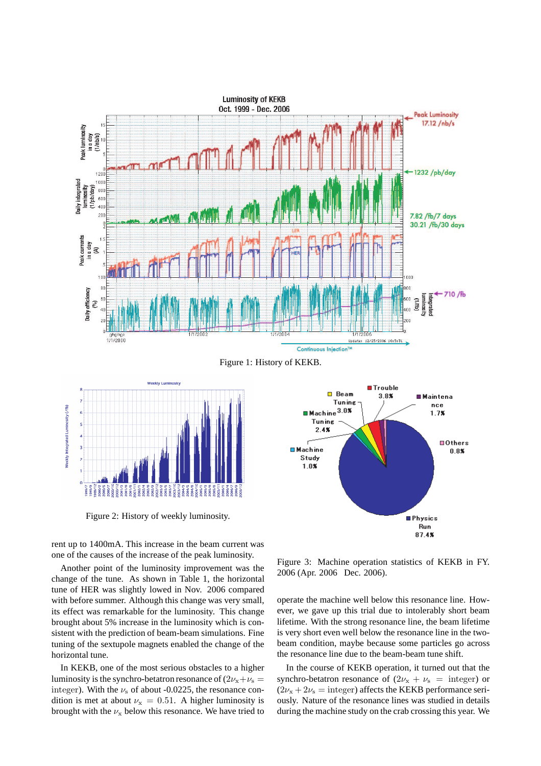Figure 1: History of KEKB.

Figure 2: History of weekly luminosity.

Figure 3: Machine operation statistics of KEKB in FY. 2006 (Apr. 2006 Dec. 2006).

rent up to 1400mA. This increase in the beam current was one of the causes of the increase of the peak luminosity.

Another point of the luminosity improvement was the change of the tune. As shown in Table 1, the horizontal tune of HER was slightly lowed in Nov. 2006 compared with before summer. Although this change was very small, its effect was remarkable for the luminosity. This change brought about 5% increase in the luminosity which is consistent with the prediction of beam-beam simulations. Fine tuning of the sextupole magnets enabled the change of the horizontal tune.

In KEKB, one of the most serious obstacles to a higher luminosity is the synchro-betatron resonance of ($2\nu_x + \nu_s =$ integer). With the $\nu_s$ of about -0.0225, the resonance condition is met at about $\nu_x = 0.51$. A higher luminosity is brought with the $\nu_x$ below this resonance. We have tried to operate the machine well below this resonance line. However, we gave up this trial due to intolerably short beam lifetime. With the strong resonance line, the beam lifetime is very short even well below the resonance line in the two-beam condition, maybe because some particles go across the resonance line due to the beam-beam tune shift.

In the course of KEKB operation, it turned out that the synchro-betatron resonance of ($2\nu_x + \nu_s =$ integer) or ($2\nu_x + 2\nu_s =$ integer) affects the KEKB performance seriously. Nature of the resonance lines was studied in details during the machine study on the crab crossing this year. We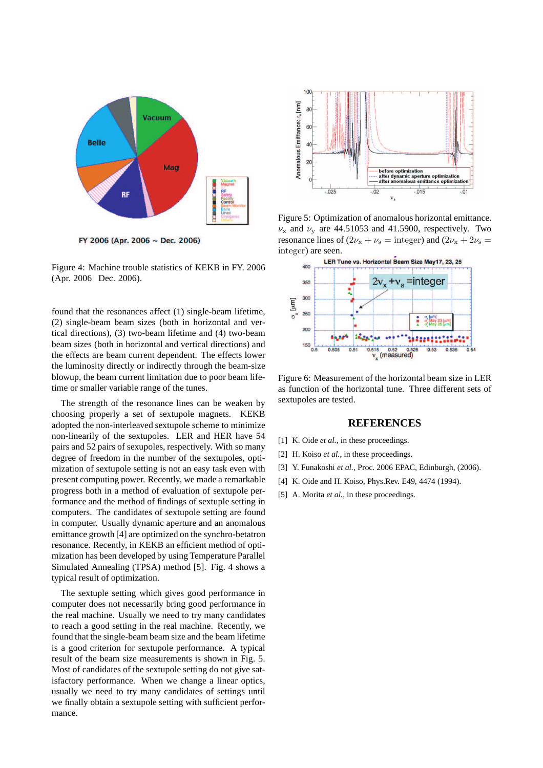FY 2006 (Apr. 2006 ~ Dec. 2006)

Vacuum
Belle
Mag
RF

Vacuum
Magnet
RF
Safety
Facility
Control
Beam Monitor
Belle
Linac
Cryogenic
Others

Figure 4: Machine trouble statistics of KEKB in FY. 2006 (Apr. 2006 Dec. 2006).

found that the resonances affect (1) single-beam lifetime, (2) single-beam beam sizes (both in horizontal and vertical directions), (3) two-beam lifetime and (4) two-beam beam sizes (both in horizontal and vertical directions) and the effects are beam current dependent. The effects lower the luminosity directly or indirectly through the beam-size blowup, the beam current limitation due to poor beam lifetime or smaller variable range of the tunes.

The strength of the resonance lines can be weaken by choosing properly a set of sextupole magnets. KEKB adopted the non-interleaved sextupole scheme to minimize non-linearity of the sextupoles. LER and HER have 54 pairs and 52 pairs of sexupoles, respectively. With so many degree of freedom in the number of the sextupoles, optimization of sextupole setting is not an easy task even with present computing power. Recently, we made a remarkable progress both in a method of evaluation of sextupole performance and the method of findings of sextupole setting in computers. The candidates of sextupole setting are found in computer. Usually dynamic aperture and an anomalous emittance growth [4] are optimized on the synchro-betatron resonance. Recently, in KEKB an efficient method of optimization has been developed by using Temperature Parallel Simulated Annealing (TPSA) method [5]. Fig. 4 shows a typical result of optimization.

The sextuple setting which gives good performance in computer does not necessarily bring good performance in the real machine. Usually we need to try many candidates to reach a good setting in the real machine. Recently, we found that the single-beam beam size and the beam lifetime is a good criterion for sextupole performance. A typical result of the beam size measurements is shown in Fig. 5. Most of candidates of the sextupole setting do not give satisfactory performance. When we change a linear optics, usually we need to try many candidates of settings until we finally obtain a sextupole setting with sufficient performance.

Anomalous Emittance: $\varepsilon_x$ [nm]
100
80
60
40
20
0
-.025
-.02
-.015
-.01
$\nu_s$
before optimization
after dynamic aperture optimization
after anomalous emittance optimization

Figure 5: Optimization of anomalous horizontal emittance. $\nu_x$ and $\nu_y$ are 44.51053 and 41.5900, respectively. Two resonance lines of $(2\nu_x + \nu_s = \text{integer})$ and $(2\nu_x + 2\nu_s = \text{integer})$ are seen.

LER Tune vs. Horizontal Beam Size May17, 23, 25
$2\nu_x + \nu_s$ =integer
$\sigma_x$ [μm]
400
350
300
250
200
150
0.5
0.505
0.51
0.515
0.52
0.525
0.53
0.535
0.54
$\nu_x$ (measured)
$\sigma_x$ [μm]
$\sigma_x$ May 23 [μm]
$\sigma_x$ May 25 [μm]

Figure 6: Measurement of the horizontal beam size in LER as function of the horizontal tune. Three different sets of sextupoles are tested.

## REFERENCES

[1] K. Oide *et al.*, in these proceedings.

[2] H. Koiso *et al.*, in these proceedings.

[3] Y. Funakoshi *et al.*, Proc. 2006 EPAC, Edinburgh, (2006).

[4] K. Oide and H. Koiso, Phys.Rev. E49, 4474 (1994).

[5] A. Morita *et al.*, in these proceedings.